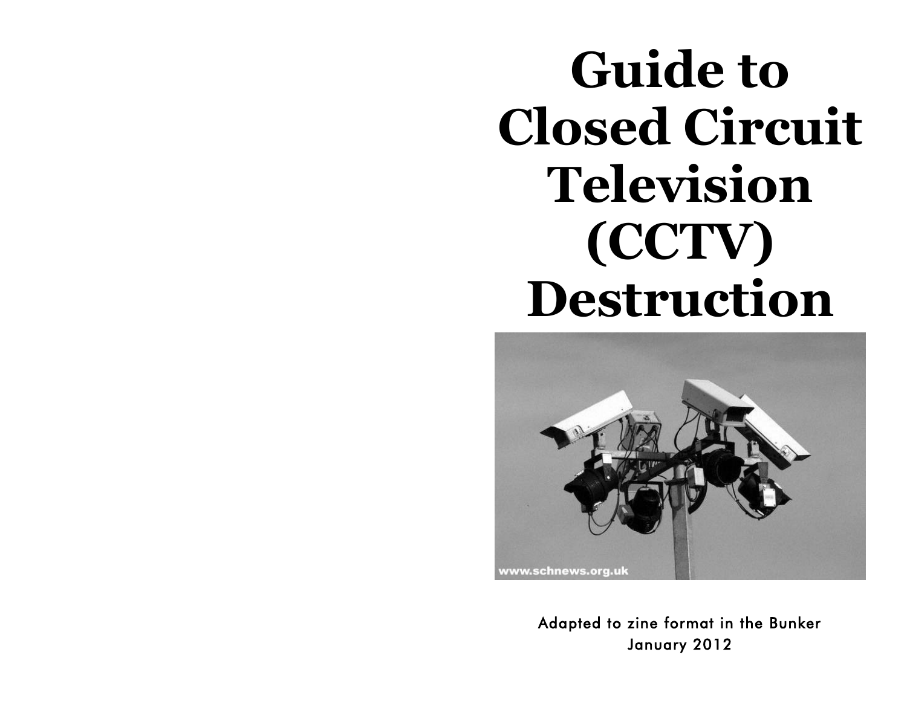# Guide to Closed Circuit Television (CCTV) Destruction

Adapted to zine format in the Bunker
January 2012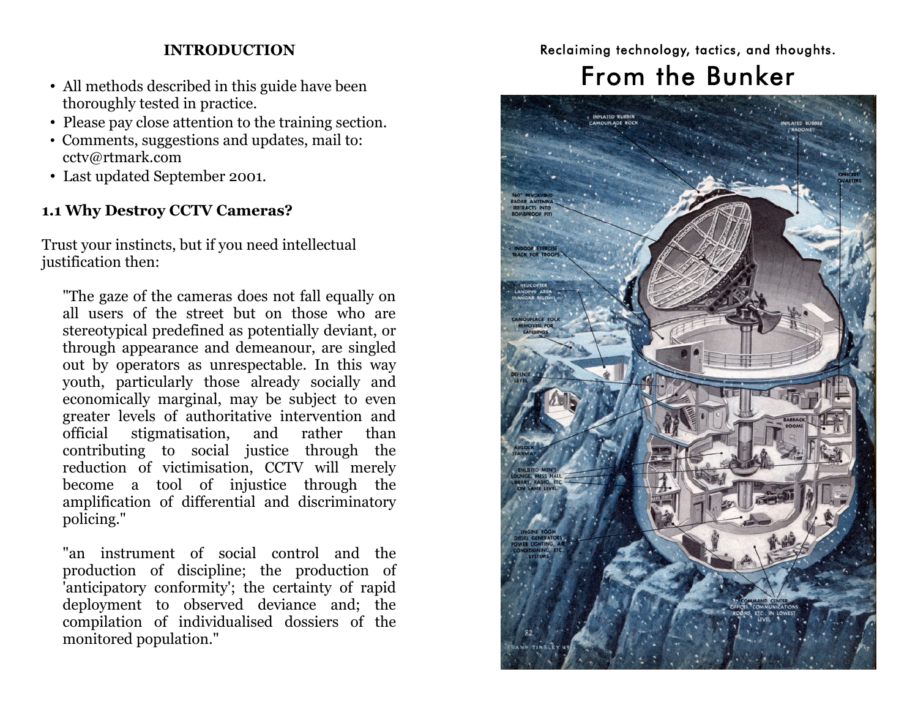## INTRODUCTION

- All methods described in this guide have been thoroughly tested in practice.
- Please pay close attention to the training section.
- Comments, suggestions and updates, mail to: cctv@rtmark.com
- Last updated September 2001.

### 1.1 Why Destroy CCTV Cameras?

Trust your instincts, but if you need intellectual justification then:

> "The gaze of the cameras does not fall equally on all users of the street but on those who are stereotypical predefined as potentially deviant, or through appearance and demeanour, are singled out by operators as unrespectable. In this way youth, particularly those already socially and economically marginal, may be subject to even greater levels of authoritative intervention and official stigmatisation, and rather than contributing to social justice through the reduction of victimisation, CCTV will merely become a tool of injustice through the amplification of differential and discriminatory policing."

> "an instrument of social control and the production of discipline; the production of 'anticipatory conformity'; the certainty of rapid deployment to observed deviance and; the compilation of individualised dossiers of the monitored population."

Reclaiming technology, tactics, and thoughts.

# From the Bunker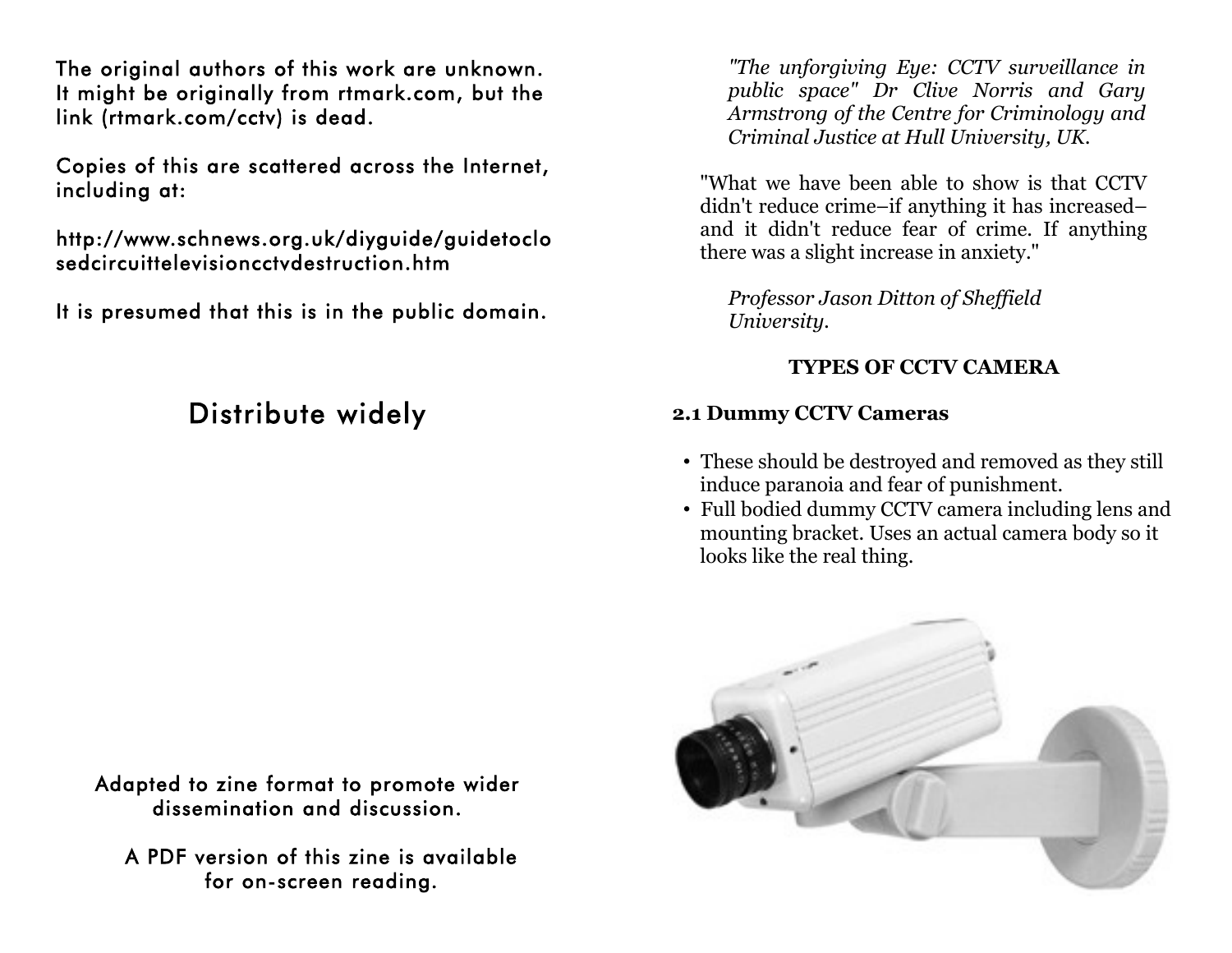The original authors of this work are unknown. It might be originally from rtmark.com, but the link (rtmark.com/cctv) is dead.

Copies of this are scattered across the Internet, including at:

http://www.schnews.org.uk/diyguide/guidetoclosedcircuittelevisioncctvdestruction.htm

It is presumed that this is in the public domain.

## Distribute widely

Adapted to zine format to promote wider dissemination and discussion.

A PDF version of this zine is available for on-screen reading.

*"The unforgiving Eye: CCTV surveillance in public space" Dr Clive Norris and Gary Armstrong of the Centre for Criminology and Criminal Justice at Hull University, UK.*

"What we have been able to show is that CCTV didn't reduce crime–if anything it has increased–and it didn't reduce fear of crime. If anything there was a slight increase in anxiety."

*Professor Jason Ditton of Sheffield University.*

## TYPES OF CCTV CAMERA

### 2.1 Dummy CCTV Cameras

- These should be destroyed and removed as they still induce paranoia and fear of punishment.
- Full bodied dummy CCTV camera including lens and mounting bracket. Uses an actual camera body so it looks like the real thing.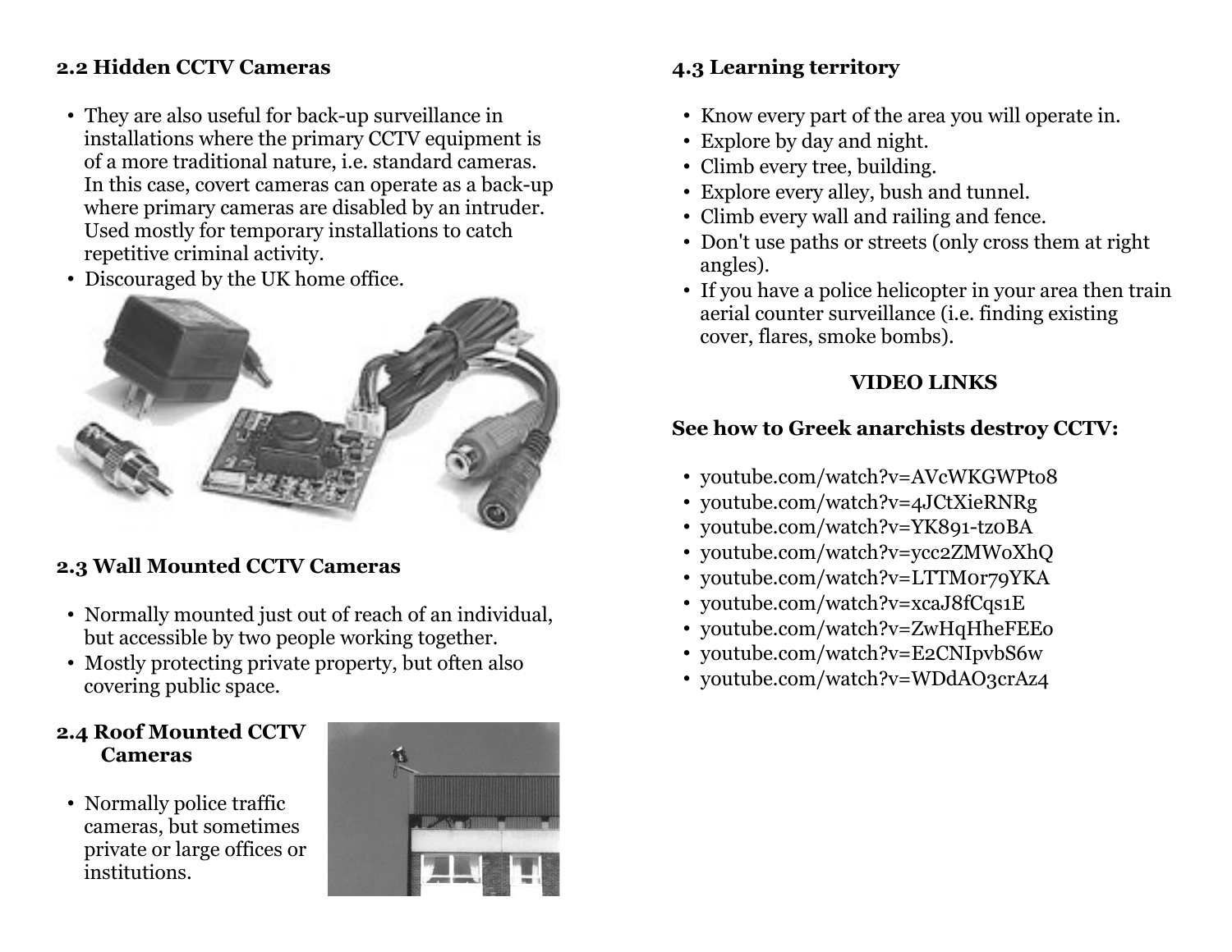### 2.2 Hidden CCTV Cameras

- They are also useful for back-up surveillance in installations where the primary CCTV equipment is of a more traditional nature, i.e. standard cameras. In this case, covert cameras can operate as a back-up where primary cameras are disabled by an intruder. Used mostly for temporary installations to catch repetitive criminal activity.
- Discouraged by the UK home office.

### 2.3 Wall Mounted CCTV Cameras

- Normally mounted just out of reach of an individual, but accessible by two people working together.
- Mostly protecting private property, but often also covering public space.

### 2.4 Roof Mounted CCTV Cameras

- Normally police traffic cameras, but sometimes private or large offices or institutions.

### 4.3 Learning territory

- Know every part of the area you will operate in.
- Explore by day and night.
- Climb every tree, building.
- Explore every alley, bush and tunnel.
- Climb every wall and railing and fence.
- Don't use paths or streets (only cross them at right angles).
- If you have a police helicopter in your area then train aerial counter surveillance (i.e. finding existing cover, flares, smoke bombs).

**VIDEO LINKS**

**See how to Greek anarchists destroy CCTV:**

- youtube.com/watch?v=AVcWKGWPt08
- youtube.com/watch?v=4JCtXieRNRg
- youtube.com/watch?v=YK891-tz0BA
- youtube.com/watch?v=ycc2ZMW0XhQ
- youtube.com/watch?v=LTTM0r79YKA
- youtube.com/watch?v=xcaJ8fCqs1E
- youtube.com/watch?v=ZwHqHheFEE0
- youtube.com/watch?v=E2CNIpvbS6w
- youtube.com/watch?v=WDdAO3crAz4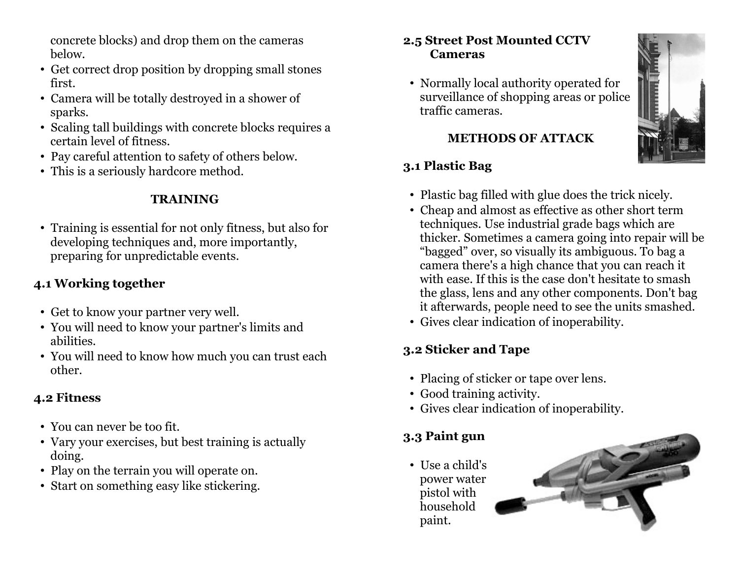concrete blocks) and drop them on the cameras below.

- Get correct drop position by dropping small stones first.
- Camera will be totally destroyed in a shower of sparks.
- Scaling tall buildings with concrete blocks requires a certain level of fitness.
- Pay careful attention to safety of others below.
- This is a seriously hardcore method.

## TRAINING

- Training is essential for not only fitness, but also for developing techniques and, more importantly, preparing for unpredictable events.

### 4.1 Working together

- Get to know your partner very well.
- You will need to know your partner's limits and abilities.
- You will need to know how much you can trust each other.

### 4.2 Fitness

- You can never be too fit.
- Vary your exercises, but best training is actually doing.
- Play on the terrain you will operate on.
- Start on something easy like stickering.

### 2.5 Street Post Mounted CCTV Cameras

- Normally local authority operated for surveillance of shopping areas or police traffic cameras.

## METHODS OF ATTACK

### 3.1 Plastic Bag

- Plastic bag filled with glue does the trick nicely.
- Cheap and almost as effective as other short term techniques. Use industrial grade bags which are thicker. Sometimes a camera going into repair will be "bagged" over, so visually its ambiguous. To bag a camera there's a high chance that you can reach it with ease. If this is the case don't hesitate to smash the glass, lens and any other components. Don't bag it afterwards, people need to see the units smashed.
- Gives clear indication of inoperability.

### 3.2 Sticker and Tape

- Placing of sticker or tape over lens.
- Good training activity.
- Gives clear indication of inoperability.

### 3.3 Paint gun

- Use a child's power water pistol with household paint.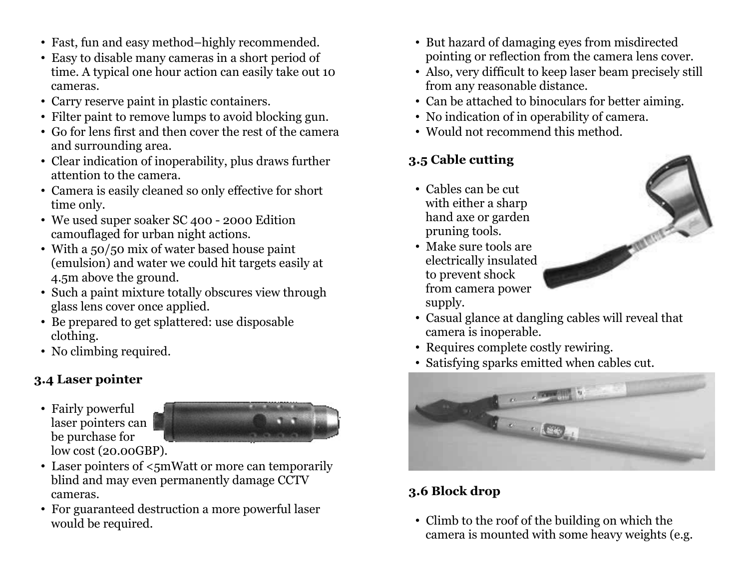- Fast, fun and easy method–highly recommended.
- Easy to disable many cameras in a short period of time. A typical one hour action can easily take out 10 cameras.
- Carry reserve paint in plastic containers.
- Filter paint to remove lumps to avoid blocking gun.
- Go for lens first and then cover the rest of the camera and surrounding area.
- Clear indication of inoperability, plus draws further attention to the camera.
- Camera is easily cleaned so only effective for short time only.
- We used super soaker SC 400 - 2000 Edition camouflaged for urban night actions.
- With a 50/50 mix of water based house paint (emulsion) and water we could hit targets easily at 4.5m above the ground.
- Such a paint mixture totally obscures view through glass lens cover once applied.
- Be prepared to get splattered: use disposable clothing.
- No climbing required.

### 3.4 Laser pointer

- Fairly powerful laser pointers can be purchase for low cost (20.00GBP).
- Laser pointers of <5mWatt or more can temporarily blind and may even permanently damage CCTV cameras.
- For guaranteed destruction a more powerful laser would be required.
- But hazard of damaging eyes from misdirected pointing or reflection from the camera lens cover.
- Also, very difficult to keep laser beam precisely still from any reasonable distance.
- Can be attached to binoculars for better aiming.
- No indication of in operability of camera.
- Would not recommend this method.

### 3.5 Cable cutting

- Cables can be cut with either a sharp hand axe or garden pruning tools.
- Make sure tools are electrically insulated to prevent shock from camera power supply.
- Casual glance at dangling cables will reveal that camera is inoperable.
- Requires complete costly rewiring.
- Satisfying sparks emitted when cables cut.

### 3.6 Block drop

- Climb to the roof of the building on which the camera is mounted with some heavy weights (e.g.